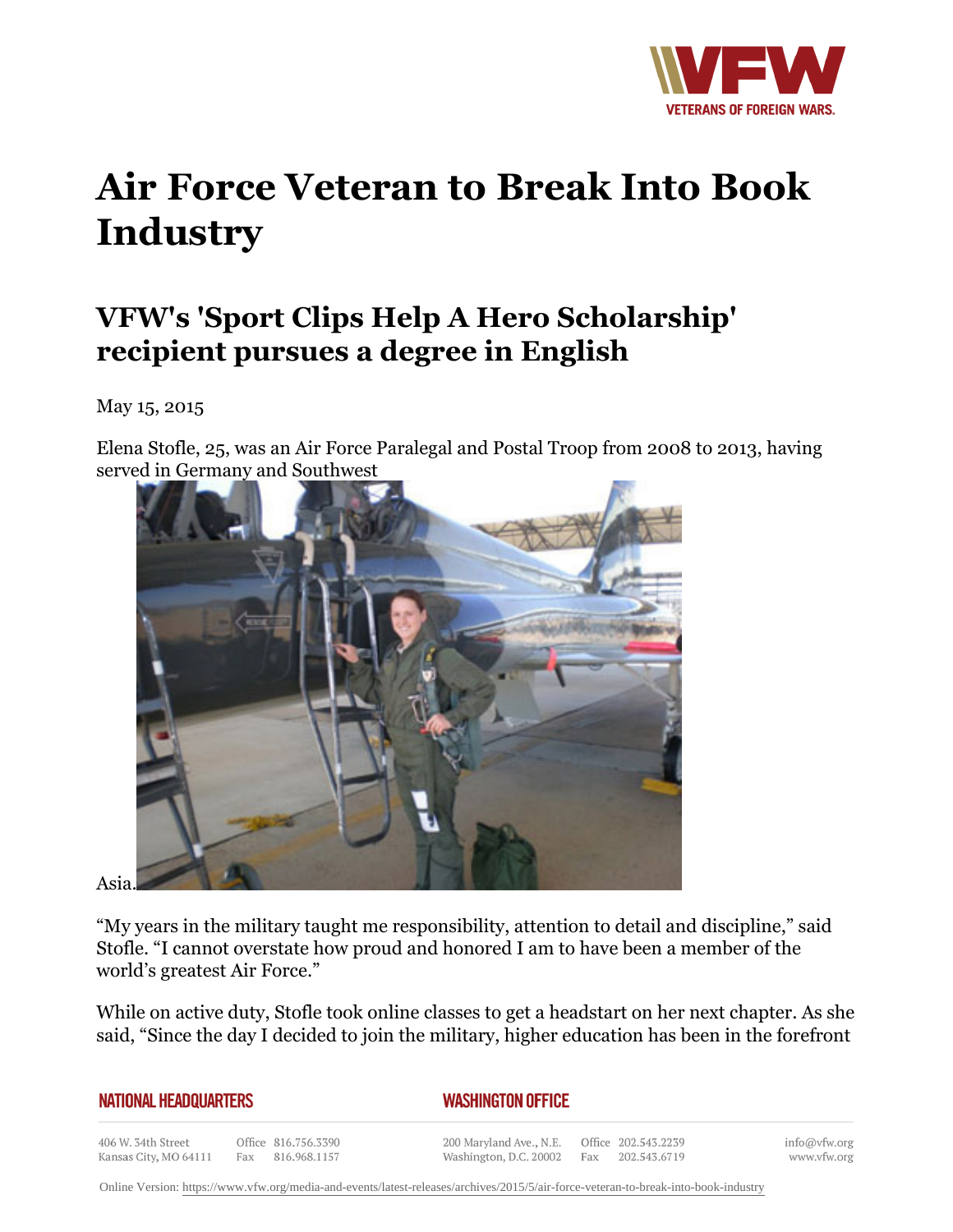# Air Force Veteran to Break Into Book Industry

## VFW's 'Sport Clips Help A Hero Scholarship' recipient pursues a degree in English

May 15, 2015

Elena Stofle, 25, was an Air Force Paralegal and Postal Troop from 2008 to 2013, having served in Germany and Southwest Asia.

"My years in the military taught me responsibility, attention to detail and discipline," said Stofle. "I cannot overstate how proud and honored I am to have been a member of the world's greatest Air Force."

While on active duty, Stofle took online classes to get a headstart on her next chapter. As she said, "Since the day I decided to join the military, higher education has been in the forefront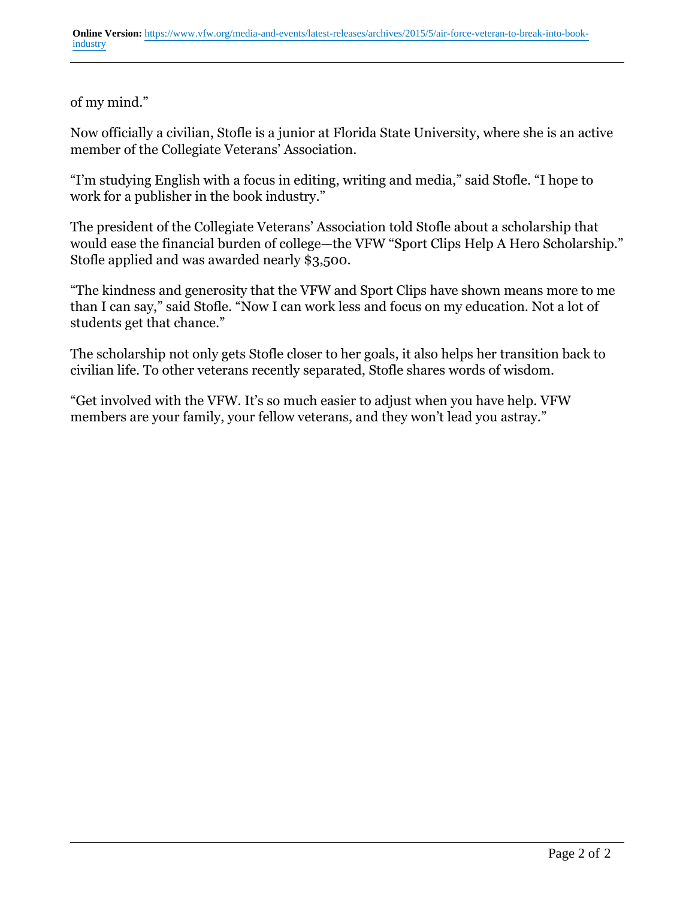of my mind."

Now officially a civilian, Stofle is a junior at Florida State University, where she is an active member of the Collegiate Veterans' Association.

"I'm studying English with a focus in editing, writing and media," said Stofle. "I hope to work for a publisher in the book industry."

The president of the Collegiate Veterans' Association told Stofle about a scholarship that would ease the financial burden of college—the VFW "Sport Clips Help A Hero Scholarship." Stofle applied and was awarded nearly $3,500.

"The kindness and generosity that the VFW and Sport Clips have shown means more to me than I can say," said Stofle. "Now I can work less and focus on my education. Not a lot of students get that chance."

The scholarship not only gets Stofle closer to her goals, it also helps her transition back to civilian life. To other veterans recently separated, Stofle shares words of wisdom.

"Get involved with the VFW. It's so much easier to adjust when you have help. VFW members are your family, your fellow veterans, and they won't lead you astray."